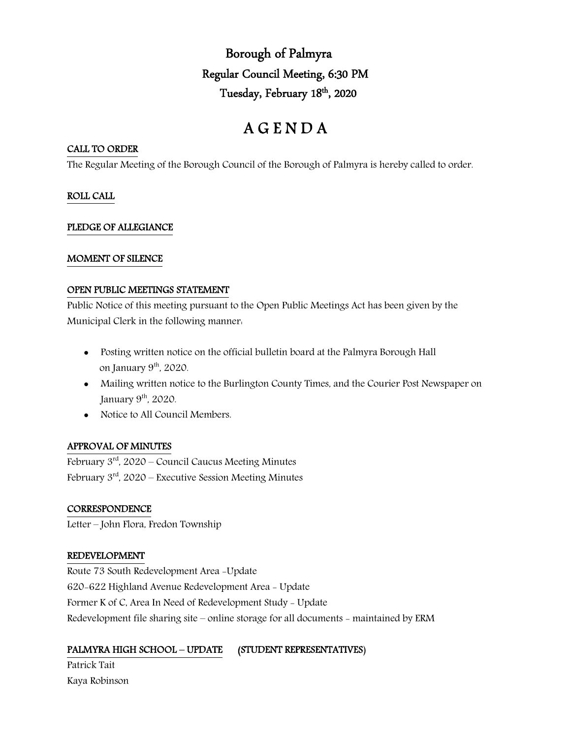# Borough of Palmyra

## Regular Council Meeting, 6:30 PM

## Tuesday, February 18th, 2020

# A G E N D A

**CALL TO ORDER**

The Regular Meeting of the Borough Council of the Borough of Palmyra is hereby called to order.

**ROLL CALL**

**PLEDGE OF ALLEGIANCE**

**MOMENT OF SILENCE**

**OPEN PUBLIC MEETINGS STATEMENT**

Public Notice of this meeting pursuant to the Open Public Meetings Act has been given by the Municipal Clerk in the following manner:

- Posting written notice on the official bulletin board at the Palmyra Borough Hall on January 9th, 2020.
- Mailing written notice to the Burlington County Times, and the Courier Post Newspaper on January 9th, 2020.
- Notice to All Council Members.

**APPROVAL OF MINUTES**

February 3rd, 2020 – Council Caucus Meeting Minutes
February 3rd, 2020 – Executive Session Meeting Minutes

**CORRESPONDENCE**

Letter – John Flora, Fredon Township

**REDEVELOPMENT**

Route 73 South Redevelopment Area -Update
620-622 Highland Avenue Redevelopment Area - Update
Former K of C, Area In Need of Redevelopment Study - Update
Redevelopment file sharing site – online storage for all documents - maintained by ERM

**PALMYRA HIGH SCHOOL – UPDATE (STUDENT REPRESENTATIVES)**

Patrick Tait
Kaya Robinson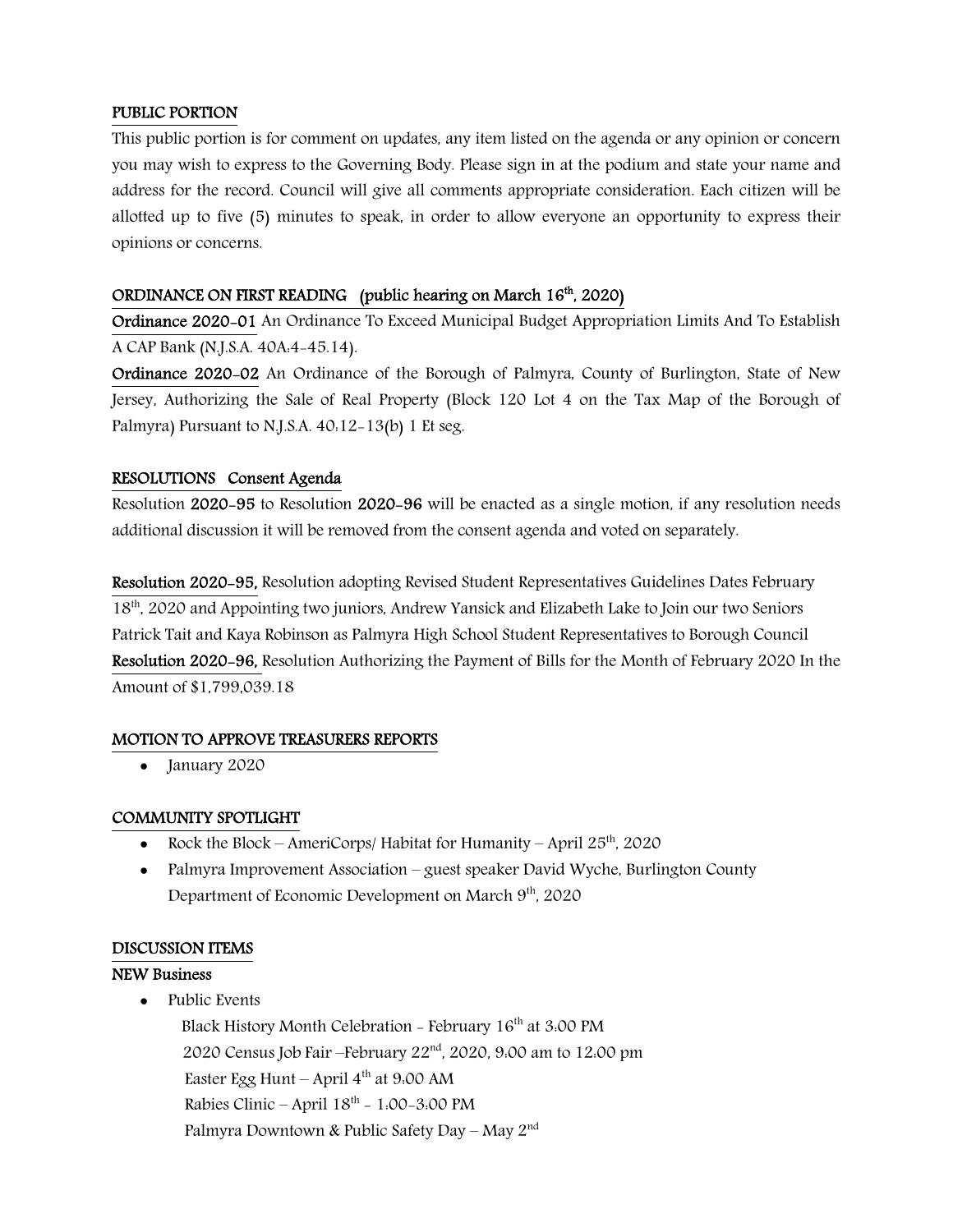## PUBLIC PORTION

This public portion is for comment on updates, any item listed on the agenda or any opinion or concern you may wish to express to the Governing Body. Please sign in at the podium and state your name and address for the record. Council will give all comments appropriate consideration. Each citizen will be allotted up to five (5) minutes to speak, in order to allow everyone an opportunity to express their opinions or concerns.

## ORDINANCE ON FIRST READING (public hearing on March 16th, 2020)

**Ordinance 2020-01** An Ordinance To Exceed Municipal Budget Appropriation Limits And To Establish A CAP Bank (N.J.S.A. 40A:4-45.14).

**Ordinance 2020-02** An Ordinance of the Borough of Palmyra, County of Burlington, State of New Jersey, Authorizing the Sale of Real Property (Block 120 Lot 4 on the Tax Map of the Borough of Palmyra) Pursuant to N.J.S.A. 40:12-13(b) 1 Et seg.

## RESOLUTIONS Consent Agenda

Resolution **2020-95** to Resolution **2020-96** will be enacted as a single motion, if any resolution needs additional discussion it will be removed from the consent agenda and voted on separately.

**Resolution 2020-95,** Resolution adopting Revised Student Representatives Guidelines Dates February 18th, 2020 and Appointing two juniors, Andrew Yansick and Elizabeth Lake to Join our two Seniors Patrick Tait and Kaya Robinson as Palmyra High School Student Representatives to Borough Council

**Resolution 2020-96,** Resolution Authorizing the Payment of Bills for the Month of February 2020 In the Amount of $1,799,039.18

## MOTION TO APPROVE TREASURERS REPORTS

- January 2020

## COMMUNITY SPOTLIGHT

- Rock the Block – AmeriCorps/ Habitat for Humanity – April 25th, 2020
- Palmyra Improvement Association – guest speaker David Wyche, Burlington County Department of Economic Development on March 9th, 2020

## DISCUSSION ITEMS

### NEW Business

- Public Events
  - Black History Month Celebration - February 16th at 3:00 PM
  - 2020 Census Job Fair –February 22nd, 2020, 9:00 am to 12:00 pm
  - Easter Egg Hunt – April 4th at 9:00 AM
  - Rabies Clinic – April 18th - 1:00-3:00 PM
  - Palmyra Downtown & Public Safety Day – May 2nd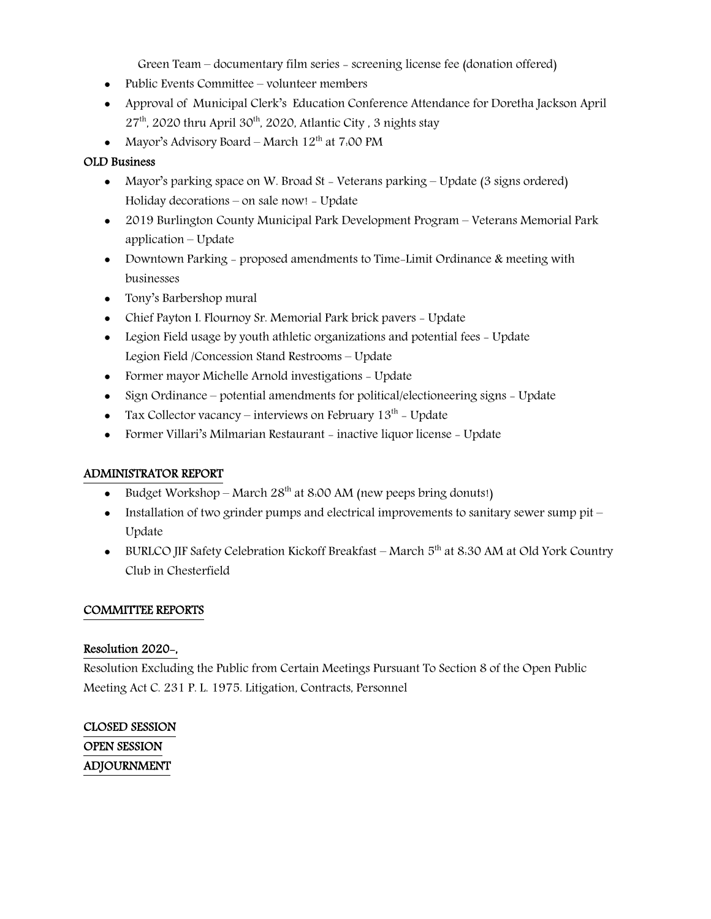Green Team – documentary film series - screening license fee (donation offered)

- Public Events Committee – volunteer members
- Approval of Municipal Clerk's Education Conference Attendance for Doretha Jackson April 27th, 2020 thru April 30th, 2020, Atlantic City , 3 nights stay
- Mayor's Advisory Board – March 12th at 7:00 PM

**OLD Business**

- Mayor's parking space on W. Broad St - Veterans parking – Update (3 signs ordered)
  Holiday decorations – on sale now! - Update
- 2019 Burlington County Municipal Park Development Program – Veterans Memorial Park application – Update
- Downtown Parking - proposed amendments to Time-Limit Ordinance & meeting with businesses
- Tony's Barbershop mural
- Chief Payton I. Flournoy Sr. Memorial Park brick pavers - Update
- Legion Field usage by youth athletic organizations and potential fees - Update
  Legion Field /Concession Stand Restrooms – Update
- Former mayor Michelle Arnold investigations - Update
- Sign Ordinance – potential amendments for political/electioneering signs - Update
- Tax Collector vacancy – interviews on February 13th - Update
- Former Villari's Milmarian Restaurant - inactive liquor license - Update

**ADMINISTRATOR REPORT**

- Budget Workshop – March 28th at 8:00 AM (new peeps bring donuts!)
- Installation of two grinder pumps and electrical improvements to sanitary sewer sump pit – Update
- BURLCO JIF Safety Celebration Kickoff Breakfast – March 5th at 8:30 AM at Old York Country Club in Chesterfield

**COMMITTEE REPORTS**

**Resolution 2020-,**

Resolution Excluding the Public from Certain Meetings Pursuant To Section 8 of the Open Public Meeting Act C. 231 P. L. 1975. Litigation, Contracts, Personnel

**CLOSED SESSION**

**OPEN SESSION**

**ADJOURNMENT**